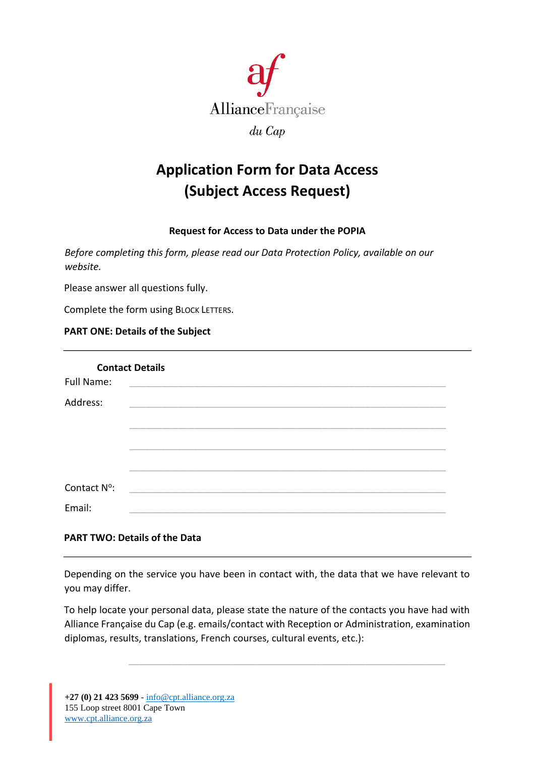AllianceFrançaise

*du Cap*

# Application Form for Data Access (Subject Access Request)

**Request for Access to Data under the POPIA**

*Before completing this form, please read our Data Protection Policy, available on our website.*

Please answer all questions fully.

Complete the form using BLOCK LETTERS.

**PART ONE: Details of the Subject**

---

**Contact Details**

Full Name: ____________________

Address: ____________________

____________________

____________________

____________________

Contact N°: ____________________

Email: ____________________

**PART TWO: Details of the Data**

---

Depending on the service you have been in contact with, the data that we have relevant to you may differ.

To help locate your personal data, please state the nature of the contacts you have had with Alliance Française du Cap (e.g. emails/contact with Reception or Administration, examination diplomas, results, translations, French courses, cultural events, etc.):

____________________

**+27 (0) 21 423 5699** - info@cpt.alliance.org.za
155 Loop street 8001 Cape Town
www.cpt.alliance.org.za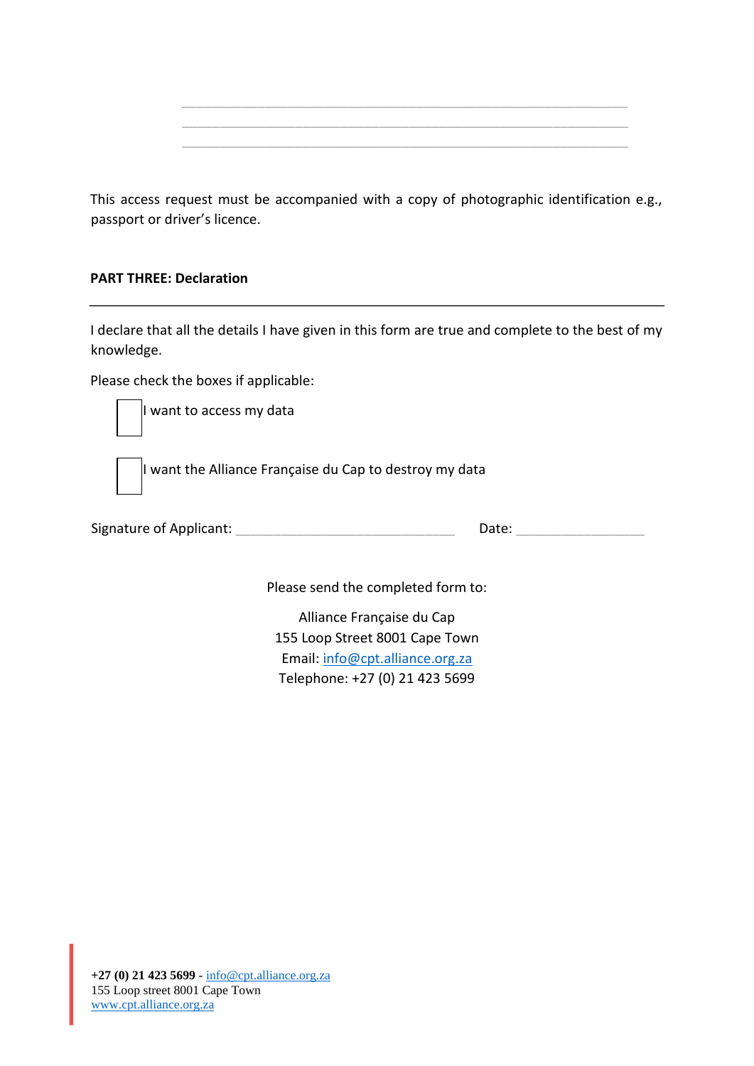\_\_\_\_\_\_\_\_\_\_\_\_\_\_\_\_\_\_\_\_\_\_\_\_\_\_\_\_\_\_\_\_\_\_\_\_\_\_\_\_\_\_\_\_\_\_\_\_\_\_\_\_\_\_\_\_\_\_\_\_
\_\_\_\_\_\_\_\_\_\_\_\_\_\_\_\_\_\_\_\_\_\_\_\_\_\_\_\_\_\_\_\_\_\_\_\_\_\_\_\_\_\_\_\_\_\_\_\_\_\_\_\_\_\_\_\_\_\_\_\_
\_\_\_\_\_\_\_\_\_\_\_\_\_\_\_\_\_\_\_\_\_\_\_\_\_\_\_\_\_\_\_\_\_\_\_\_\_\_\_\_\_\_\_\_\_\_\_\_\_\_\_\_\_\_\_\_\_\_\_\_

This access request must be accompanied with a copy of photographic identification e.g., passport or driver's licence.

**PART THREE: Declaration**

---

I declare that all the details I have given in this form are true and complete to the best of my knowledge.

Please check the boxes if applicable:

☐ I want to access my data

☐ I want the Alliance Française du Cap to destroy my data

Signature of Applicant: \_\_\_\_\_\_\_\_\_\_\_\_\_\_\_\_\_\_\_\_\_\_\_\_\_\_\_\_\_\_\_\_ Date: \_\_\_\_\_\_\_\_\_\_\_\_\_\_\_\_\_\_\_

Please send the completed form to:

Alliance Française du Cap
155 Loop Street 8001 Cape Town
Email: info@cpt.alliance.org.za
Telephone: +27 (0) 21 423 5699